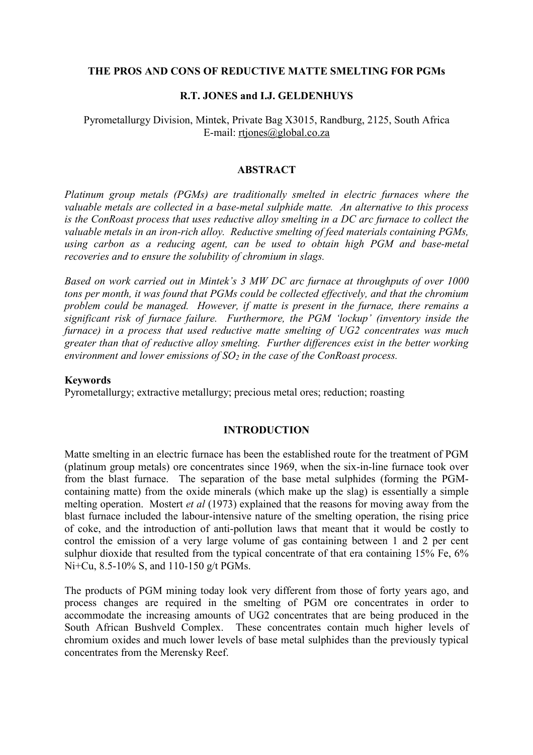# THE PROS AND CONS OF REDUCTIVE MATTE SMELTING FOR PGMs

**R.T. JONES and I.J. GELDENHUYS**

Pyrometallurgy Division, Mintek, Private Bag X3015, Randburg, 2125, South Africa
E-mail: rtjones@global.co.za

## ABSTRACT

*Platinum group metals (PGMs) are traditionally smelted in electric furnaces where the valuable metals are collected in a base-metal sulphide matte. An alternative to this process is the ConRoast process that uses reductive alloy smelting in a DC arc furnace to collect the valuable metals in an iron-rich alloy. Reductive smelting of feed materials containing PGMs, using carbon as a reducing agent, can be used to obtain high PGM and base-metal recoveries and to ensure the solubility of chromium in slags.*

*Based on work carried out in Mintek's 3 MW DC arc furnace at throughputs of over 1000 tons per month, it was found that PGMs could be collected effectively, and that the chromium problem could be managed. However, if matte is present in the furnace, there remains a significant risk of furnace failure. Furthermore, the PGM 'lockup' (inventory inside the furnace) in a process that used reductive matte smelting of UG2 concentrates was much greater than that of reductive alloy smelting. Further differences exist in the better working environment and lower emissions of $SO_2$ in the case of the ConRoast process.*

**Keywords**
Pyrometallurgy; extractive metallurgy; precious metal ores; reduction; roasting

## INTRODUCTION

Matte smelting in an electric furnace has been the established route for the treatment of PGM (platinum group metals) ore concentrates since 1969, when the six-in-line furnace took over from the blast furnace. The separation of the base metal sulphides (forming the PGM-containing matte) from the oxide minerals (which make up the slag) is essentially a simple melting operation. Mostert *et al* (1973) explained that the reasons for moving away from the blast furnace included the labour-intensive nature of the smelting operation, the rising price of coke, and the introduction of anti-pollution laws that meant that it would be costly to control the emission of a very large volume of gas containing between 1 and 2 per cent sulphur dioxide that resulted from the typical concentrate of that era containing 15% Fe, 6% Ni+Cu, 8.5-10% S, and 110-150 g/t PGMs.

The products of PGM mining today look very different from those of forty years ago, and process changes are required in the smelting of PGM ore concentrates in order to accommodate the increasing amounts of UG2 concentrates that are being produced in the South African Bushveld Complex. These concentrates contain much higher levels of chromium oxides and much lower levels of base metal sulphides than the previously typical concentrates from the Merensky Reef.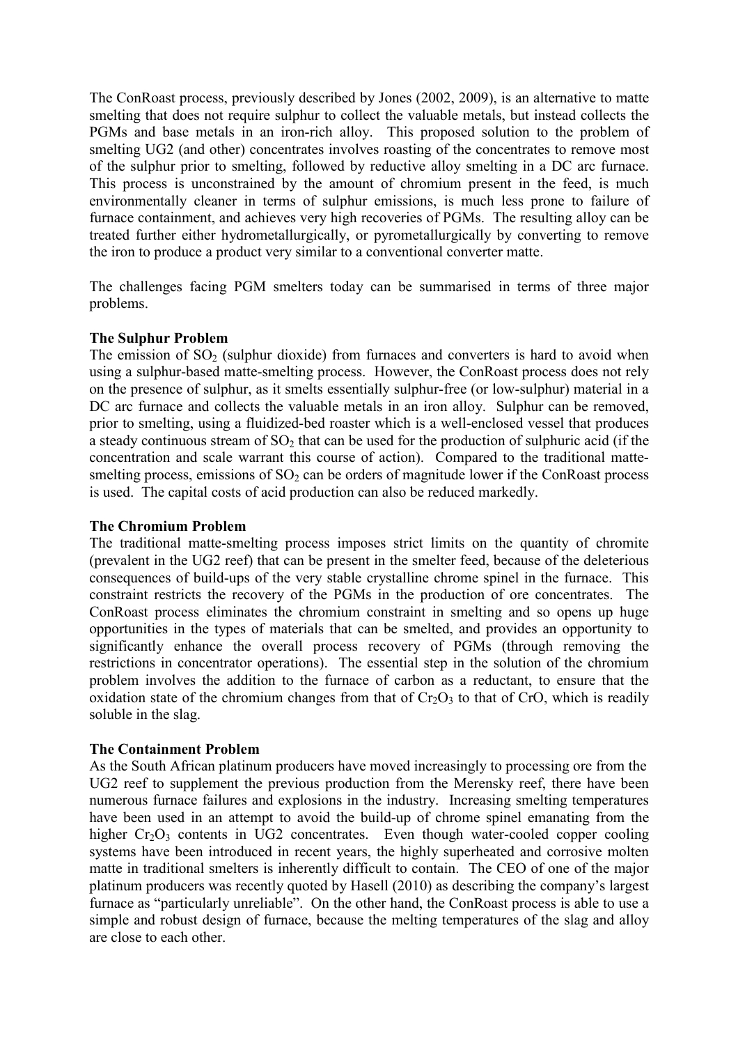The ConRoast process, previously described by Jones (2002, 2009), is an alternative to matte smelting that does not require sulphur to collect the valuable metals, but instead collects the PGMs and base metals in an iron-rich alloy. This proposed solution to the problem of smelting UG2 (and other) concentrates involves roasting of the concentrates to remove most of the sulphur prior to smelting, followed by reductive alloy smelting in a DC arc furnace. This process is unconstrained by the amount of chromium present in the feed, is much environmentally cleaner in terms of sulphur emissions, is much less prone to failure of furnace containment, and achieves very high recoveries of PGMs. The resulting alloy can be treated further either hydrometallurgically, or pyrometallurgically by converting to remove the iron to produce a product very similar to a conventional converter matte.

The challenges facing PGM smelters today can be summarised in terms of three major problems.

**The Sulphur Problem**

The emission of $SO_2$ (sulphur dioxide) from furnaces and converters is hard to avoid when using a sulphur-based matte-smelting process. However, the ConRoast process does not rely on the presence of sulphur, as it smelts essentially sulphur-free (or low-sulphur) material in a DC arc furnace and collects the valuable metals in an iron alloy. Sulphur can be removed, prior to smelting, using a fluidized-bed roaster which is a well-enclosed vessel that produces a steady continuous stream of $SO_2$ that can be used for the production of sulphuric acid (if the concentration and scale warrant this course of action). Compared to the traditional matte-smelting process, emissions of $SO_2$ can be orders of magnitude lower if the ConRoast process is used. The capital costs of acid production can also be reduced markedly.

**The Chromium Problem**

The traditional matte-smelting process imposes strict limits on the quantity of chromite (prevalent in the UG2 reef) that can be present in the smelter feed, because of the deleterious consequences of build-ups of the very stable crystalline chrome spinel in the furnace. This constraint restricts the recovery of the PGMs in the production of ore concentrates. The ConRoast process eliminates the chromium constraint in smelting and so opens up huge opportunities in the types of materials that can be smelted, and provides an opportunity to significantly enhance the overall process recovery of PGMs (through removing the restrictions in concentrator operations). The essential step in the solution of the chromium problem involves the addition to the furnace of carbon as a reductant, to ensure that the oxidation state of the chromium changes from that of $Cr_2O_3$ to that of CrO, which is readily soluble in the slag.

**The Containment Problem**

As the South African platinum producers have moved increasingly to processing ore from the UG2 reef to supplement the previous production from the Merensky reef, there have been numerous furnace failures and explosions in the industry. Increasing smelting temperatures have been used in an attempt to avoid the build-up of chrome spinel emanating from the higher $Cr_2O_3$ contents in UG2 concentrates. Even though water-cooled copper cooling systems have been introduced in recent years, the highly superheated and corrosive molten matte in traditional smelters is inherently difficult to contain. The CEO of one of the major platinum producers was recently quoted by Hasell (2010) as describing the company's largest furnace as "particularly unreliable". On the other hand, the ConRoast process is able to use a simple and robust design of furnace, because the melting temperatures of the slag and alloy are close to each other.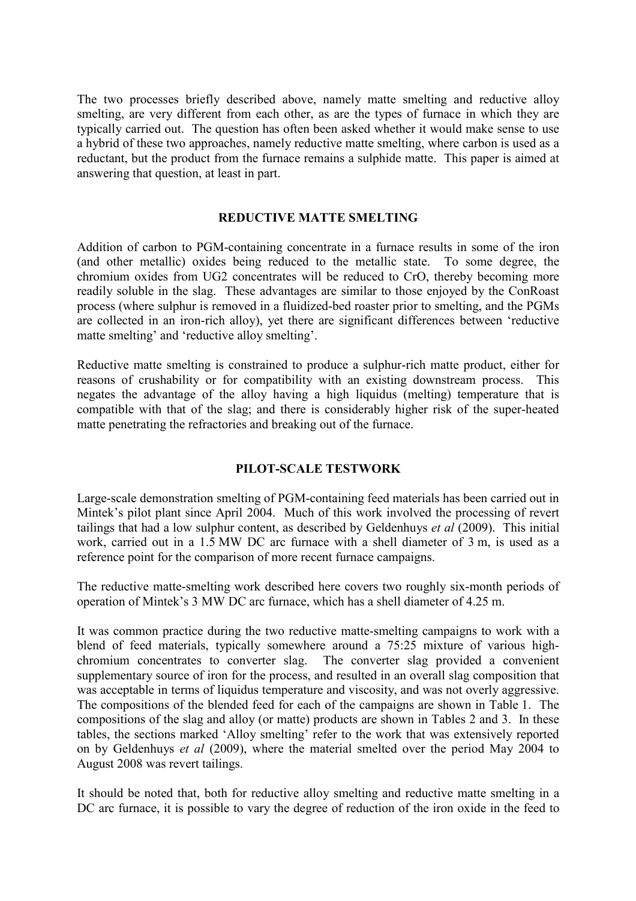The two processes briefly described above, namely matte smelting and reductive alloy smelting, are very different from each other, as are the types of furnace in which they are typically carried out. The question has often been asked whether it would make sense to use a hybrid of these two approaches, namely reductive matte smelting, where carbon is used as a reductant, but the product from the furnace remains a sulphide matte. This paper is aimed at answering that question, at least in part.

## REDUCTIVE MATTE SMELTING

Addition of carbon to PGM-containing concentrate in a furnace results in some of the iron (and other metallic) oxides being reduced to the metallic state. To some degree, the chromium oxides from UG2 concentrates will be reduced to CrO, thereby becoming more readily soluble in the slag. These advantages are similar to those enjoyed by the ConRoast process (where sulphur is removed in a fluidized-bed roaster prior to smelting, and the PGMs are collected in an iron-rich alloy), yet there are significant differences between 'reductive matte smelting' and 'reductive alloy smelting'.

Reductive matte smelting is constrained to produce a sulphur-rich matte product, either for reasons of crushability or for compatibility with an existing downstream process. This negates the advantage of the alloy having a high liquidus (melting) temperature that is compatible with that of the slag; and there is considerably higher risk of the super-heated matte penetrating the refractories and breaking out of the furnace.

## PILOT-SCALE TESTWORK

Large-scale demonstration smelting of PGM-containing feed materials has been carried out in Mintek's pilot plant since April 2004. Much of this work involved the processing of revert tailings that had a low sulphur content, as described by Geldenhuys *et al* (2009). This initial work, carried out in a 1.5 MW DC arc furnace with a shell diameter of 3 m, is used as a reference point for the comparison of more recent furnace campaigns.

The reductive matte-smelting work described here covers two roughly six-month periods of operation of Mintek's 3 MW DC arc furnace, which has a shell diameter of 4.25 m.

It was common practice during the two reductive matte-smelting campaigns to work with a blend of feed materials, typically somewhere around a 75:25 mixture of various high-chromium concentrates to converter slag. The converter slag provided a convenient supplementary source of iron for the process, and resulted in an overall slag composition that was acceptable in terms of liquidus temperature and viscosity, and was not overly aggressive. The compositions of the blended feed for each of the campaigns are shown in Table 1. The compositions of the slag and alloy (or matte) products are shown in Tables 2 and 3. In these tables, the sections marked 'Alloy smelting' refer to the work that was extensively reported on by Geldenhuys *et al* (2009), where the material smelted over the period May 2004 to August 2008 was revert tailings.

It should be noted that, both for reductive alloy smelting and reductive matte smelting in a DC arc furnace, it is possible to vary the degree of reduction of the iron oxide in the feed to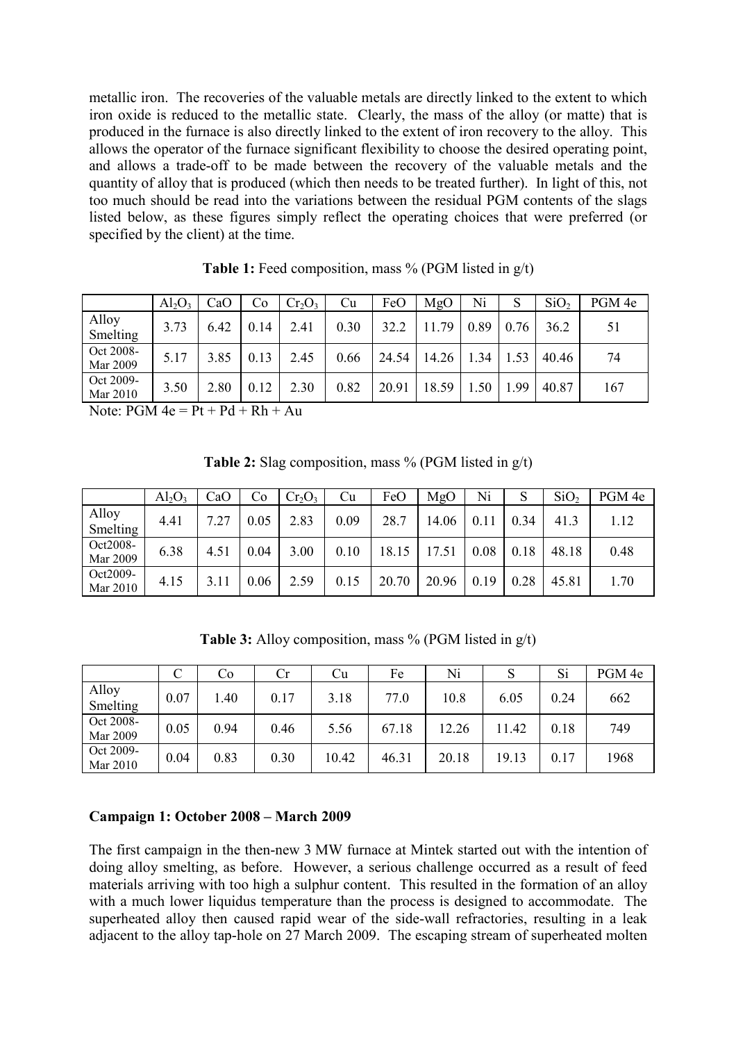metallic iron. The recoveries of the valuable metals are directly linked to the extent to which iron oxide is reduced to the metallic state. Clearly, the mass of the alloy (or matte) that is produced in the furnace is also directly linked to the extent of iron recovery to the alloy. This allows the operator of the furnace significant flexibility to choose the desired operating point, and allows a trade-off to be made between the recovery of the valuable metals and the quantity of alloy that is produced (which then needs to be treated further). In light of this, not too much should be read into the variations between the residual PGM contents of the slags listed below, as these figures simply reflect the operating choices that were preferred (or specified by the client) at the time.

**Table 1:** Feed composition, mass % (PGM listed in g/t)

| | $Al_2O_3$ | CaO | Co | $Cr_2O_3$ | Cu | FeO | MgO | Ni | S | $SiO_2$ | PGM 4e |
|---|---|---|---|---|---|---|---|---|---|---|---|
| Alloy Smelting | 3.73 | 6.42 | 0.14 | 2.41 | 0.30 | 32.2 | 11.79 | 0.89 | 0.76 | 36.2 | 51 |
| Oct 2008-Mar 2009 | 5.17 | 3.85 | 0.13 | 2.45 | 0.66 | 24.54 | 14.26 | 1.34 | 1.53 | 40.46 | 74 |
| Oct 2009-Mar 2010 | 3.50 | 2.80 | 0.12 | 2.30 | 0.82 | 20.91 | 18.59 | 1.50 | 1.99 | 40.87 | 167 |

Note: PGM 4e = Pt + Pd + Rh + Au

**Table 2:** Slag composition, mass % (PGM listed in g/t)

| | $Al_2O_3$ | CaO | Co | $Cr_2O_3$ | Cu | FeO | MgO | Ni | S | $SiO_2$ | PGM 4e |
|---|---|---|---|---|---|---|---|---|---|---|---|
| Alloy Smelting | 4.41 | 7.27 | 0.05 | 2.83 | 0.09 | 28.7 | 14.06 | 0.11 | 0.34 | 41.3 | 1.12 |
| Oct2008-Mar 2009 | 6.38 | 4.51 | 0.04 | 3.00 | 0.10 | 18.15 | 17.51 | 0.08 | 0.18 | 48.18 | 0.48 |
| Oct2009-Mar 2010 | 4.15 | 3.11 | 0.06 | 2.59 | 0.15 | 20.70 | 20.96 | 0.19 | 0.28 | 45.81 | 1.70 |

**Table 3:** Alloy composition, mass % (PGM listed in g/t)

| | C | Co | Cr | Cu | Fe | Ni | S | Si | PGM 4e |
|---|---|---|---|---|---|---|---|---|---|
| Alloy Smelting | 0.07 | 1.40 | 0.17 | 3.18 | 77.0 | 10.8 | 6.05 | 0.24 | 662 |
| Oct 2008-Mar 2009 | 0.05 | 0.94 | 0.46 | 5.56 | 67.18 | 12.26 | 11.42 | 0.18 | 749 |
| Oct 2009-Mar 2010 | 0.04 | 0.83 | 0.30 | 10.42 | 46.31 | 20.18 | 19.13 | 0.17 | 1968 |

**Campaign 1: October 2008 – March 2009**

The first campaign in the then-new 3 MW furnace at Mintek started out with the intention of doing alloy smelting, as before. However, a serious challenge occurred as a result of feed materials arriving with too high a sulphur content. This resulted in the formation of an alloy with a much lower liquidus temperature than the process is designed to accommodate. The superheated alloy then caused rapid wear of the side-wall refractories, resulting in a leak adjacent to the alloy tap-hole on 27 March 2009. The escaping stream of superheated molten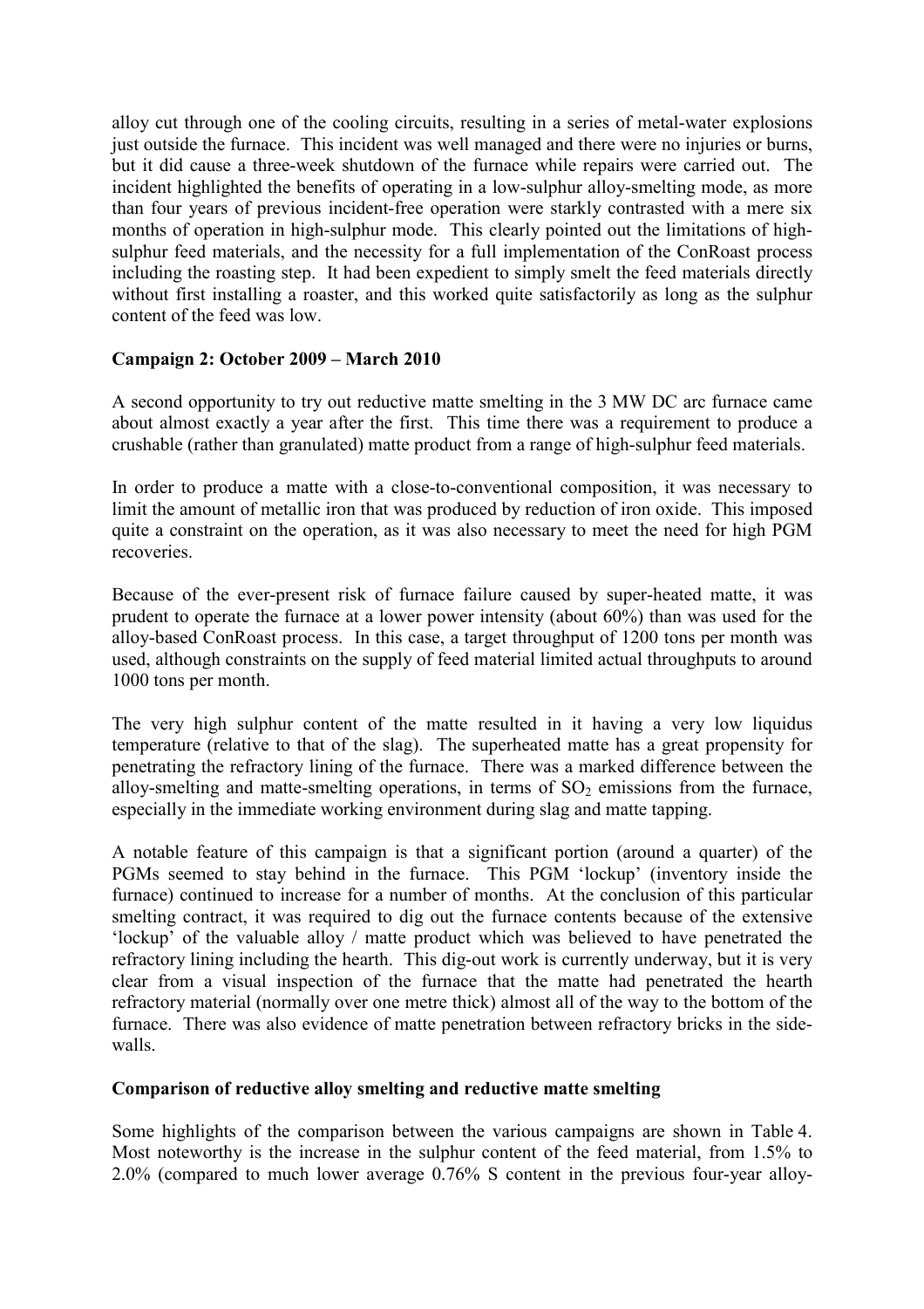alloy cut through one of the cooling circuits, resulting in a series of metal-water explosions just outside the furnace. This incident was well managed and there were no injuries or burns, but it did cause a three-week shutdown of the furnace while repairs were carried out. The incident highlighted the benefits of operating in a low-sulphur alloy-smelting mode, as more than four years of previous incident-free operation were starkly contrasted with a mere six months of operation in high-sulphur mode. This clearly pointed out the limitations of high-sulphur feed materials, and the necessity for a full implementation of the ConRoast process including the roasting step. It had been expedient to simply smelt the feed materials directly without first installing a roaster, and this worked quite satisfactorily as long as the sulphur content of the feed was low.

**Campaign 2: October 2009 – March 2010**

A second opportunity to try out reductive matte smelting in the 3 MW DC arc furnace came about almost exactly a year after the first. This time there was a requirement to produce a crushable (rather than granulated) matte product from a range of high-sulphur feed materials.

In order to produce a matte with a close-to-conventional composition, it was necessary to limit the amount of metallic iron that was produced by reduction of iron oxide. This imposed quite a constraint on the operation, as it was also necessary to meet the need for high PGM recoveries.

Because of the ever-present risk of furnace failure caused by super-heated matte, it was prudent to operate the furnace at a lower power intensity (about 60%) than was used for the alloy-based ConRoast process. In this case, a target throughput of 1200 tons per month was used, although constraints on the supply of feed material limited actual throughputs to around 1000 tons per month.

The very high sulphur content of the matte resulted in it having a very low liquidus temperature (relative to that of the slag). The superheated matte has a great propensity for penetrating the refractory lining of the furnace. There was a marked difference between the alloy-smelting and matte-smelting operations, in terms of $SO_2$ emissions from the furnace, especially in the immediate working environment during slag and matte tapping.

A notable feature of this campaign is that a significant portion (around a quarter) of the PGMs seemed to stay behind in the furnace. This PGM 'lockup' (inventory inside the furnace) continued to increase for a number of months. At the conclusion of this particular smelting contract, it was required to dig out the furnace contents because of the extensive 'lockup' of the valuable alloy / matte product which was believed to have penetrated the refractory lining including the hearth. This dig-out work is currently underway, but it is very clear from a visual inspection of the furnace that the matte had penetrated the hearth refractory material (normally over one metre thick) almost all of the way to the bottom of the furnace. There was also evidence of matte penetration between refractory bricks in the side-walls.

**Comparison of reductive alloy smelting and reductive matte smelting**

Some highlights of the comparison between the various campaigns are shown in Table 4. Most noteworthy is the increase in the sulphur content of the feed material, from 1.5% to 2.0% (compared to much lower average 0.76% S content in the previous four-year alloy-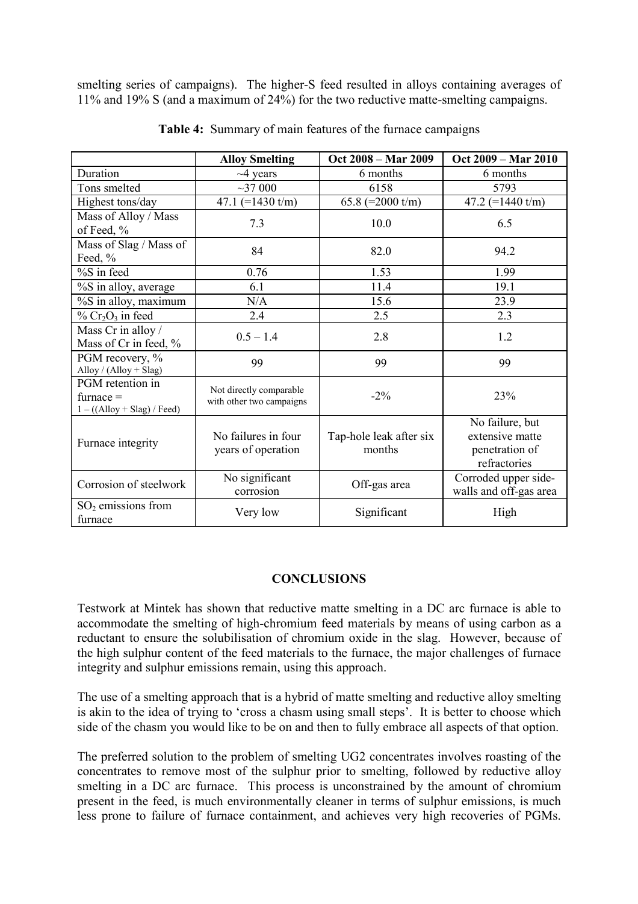smelting series of campaigns). The higher-S feed resulted in alloys containing averages of 11% and 19% S (and a maximum of 24%) for the two reductive matte-smelting campaigns.

**Table 4:** Summary of main features of the furnace campaigns

| | **Alloy Smelting** | **Oct 2008 – Mar 2009** | **Oct 2009 – Mar 2010** |
|---|---|---|---|
| Duration | ~4 years | 6 months | 6 months |
| Tons smelted | ~37 000 | 6158 | 5793 |
| Highest tons/day | 47.1 (=1430 t/m) | 65.8 (=2000 t/m) | 47.2 (=1440 t/m) |
| Mass of Alloy / Mass of Feed, % | 7.3 | 10.0 | 6.5 |
| Mass of Slag / Mass of Feed, % | 84 | 82.0 | 94.2 |
| %S in feed | 0.76 | 1.53 | 1.99 |
| %S in alloy, average | 6.1 | 11.4 | 19.1 |
| %S in alloy, maximum | N/A | 15.6 | 23.9 |
| % $Cr_2O_3$ in feed | 2.4 | 2.5 | 2.3 |
| Mass Cr in alloy / Mass of Cr in feed, % | 0.5 – 1.4 | 2.8 | 1.2 |
| PGM recovery, % Alloy / (Alloy + Slag) | 99 | 99 | 99 |
| PGM retention in furnace = 1 – ((Alloy + Slag) / Feed) | Not directly comparable with other two campaigns | -2% | 23% |
| Furnace integrity | No failures in four years of operation | Tap-hole leak after six months | No failure, but extensive matte penetration of refractories |
| Corrosion of steelwork | No significant corrosion | Off-gas area | Corroded upper side-walls and off-gas area |
| $SO_2$ emissions from furnace | Very low | Significant | High |

## CONCLUSIONS

Testwork at Mintek has shown that reductive matte smelting in a DC arc furnace is able to accommodate the smelting of high-chromium feed materials by means of using carbon as a reductant to ensure the solubilisation of chromium oxide in the slag. However, because of the high sulphur content of the feed materials to the furnace, the major challenges of furnace integrity and sulphur emissions remain, using this approach.

The use of a smelting approach that is a hybrid of matte smelting and reductive alloy smelting is akin to the idea of trying to 'cross a chasm using small steps'. It is better to choose which side of the chasm you would like to be on and then to fully embrace all aspects of that option.

The preferred solution to the problem of smelting UG2 concentrates involves roasting of the concentrates to remove most of the sulphur prior to smelting, followed by reductive alloy smelting in a DC arc furnace. This process is unconstrained by the amount of chromium present in the feed, is much environmentally cleaner in terms of sulphur emissions, is much less prone to failure of furnace containment, and achieves very high recoveries of PGMs.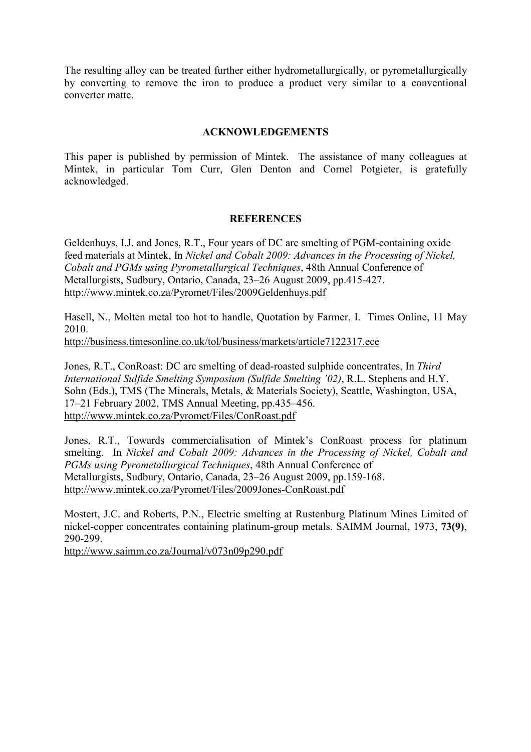The resulting alloy can be treated further either hydrometallurgically, or pyrometallurgically by converting to remove the iron to produce a product very similar to a conventional converter matte.

## ACKNOWLEDGEMENTS

This paper is published by permission of Mintek. The assistance of many colleagues at Mintek, in particular Tom Curr, Glen Denton and Cornel Potgieter, is gratefully acknowledged.

## REFERENCES

Geldenhuys, I.J. and Jones, R.T., Four years of DC arc smelting of PGM-containing oxide feed materials at Mintek, In *Nickel and Cobalt 2009: Advances in the Processing of Nickel, Cobalt and PGMs using Pyrometallurgical Techniques*, 48th Annual Conference of Metallurgists, Sudbury, Ontario, Canada, 23–26 August 2009, pp.415-427. http://www.mintek.co.za/Pyromet/Files/2009Geldenhuys.pdf

Hasell, N., Molten metal too hot to handle, Quotation by Farmer, I. Times Online, 11 May 2010.
http://business.timesonline.co.uk/tol/business/markets/article7122317.ece

Jones, R.T., ConRoast: DC arc smelting of dead-roasted sulphide concentrates, In *Third International Sulfide Smelting Symposium (Sulfide Smelting '02)*, R.L. Stephens and H.Y. Sohn (Eds.), TMS (The Minerals, Metals, & Materials Society), Seattle, Washington, USA, 17–21 February 2002, TMS Annual Meeting, pp.435–456.
http://www.mintek.co.za/Pyromet/Files/ConRoast.pdf

Jones, R.T., Towards commercialisation of Mintek's ConRoast process for platinum smelting. In *Nickel and Cobalt 2009: Advances in the Processing of Nickel, Cobalt and PGMs using Pyrometallurgical Techniques*, 48th Annual Conference of Metallurgists, Sudbury, Ontario, Canada, 23–26 August 2009, pp.159-168.
http://www.mintek.co.za/Pyromet/Files/2009Jones-ConRoast.pdf

Mostert, J.C. and Roberts, P.N., Electric smelting at Rustenburg Platinum Mines Limited of nickel-copper concentrates containing platinum-group metals. SAIMM Journal, 1973, **73(9)**, 290-299.
http://www.saimm.co.za/Journal/v073n09p290.pdf